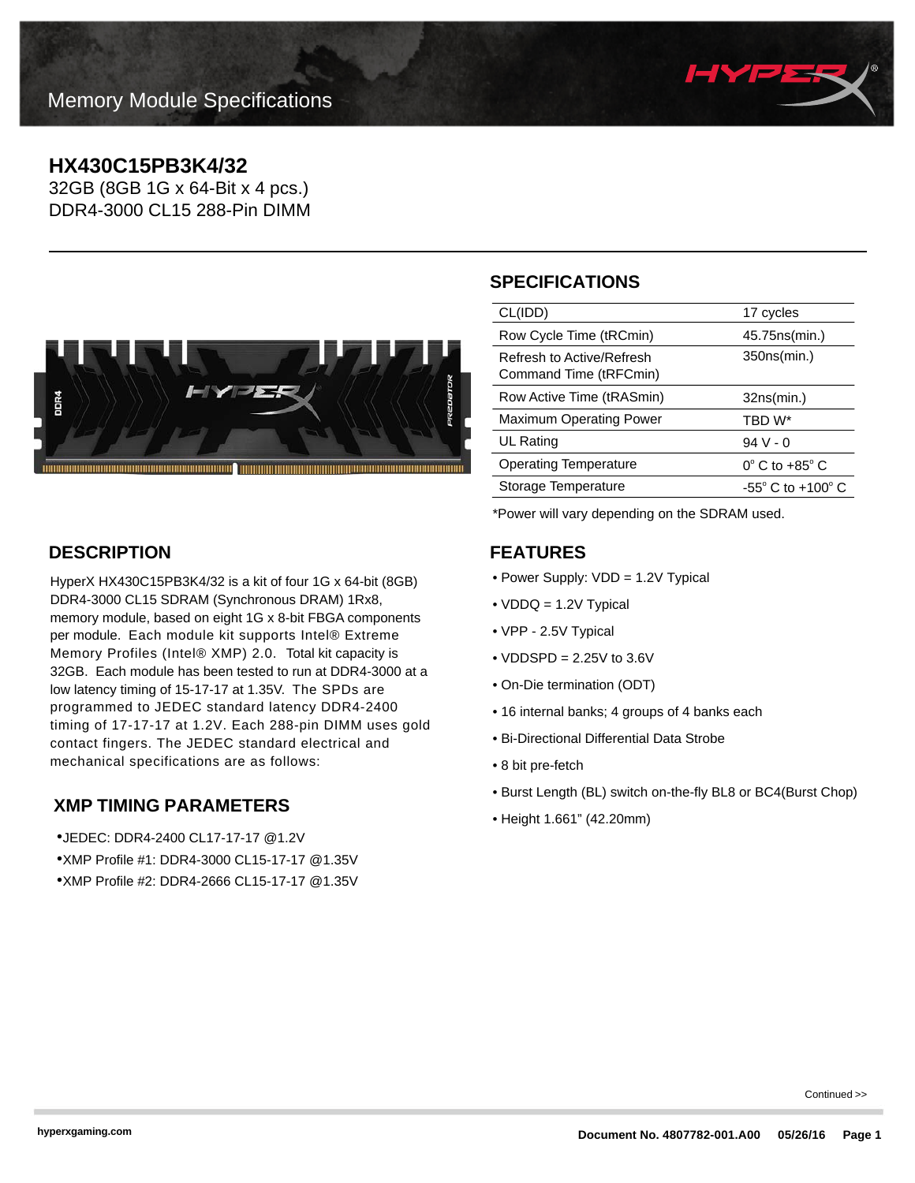Memory Module Specifications

# HX430C15PB3K4/32

32GB (8GB 1G x 64-Bit x 4 pcs.)
DDR4-3000 CL15 288-Pin DIMM

## SPECIFICATIONS

| | |
|---|---|
| CL(IDD) | 17 cycles |
| Row Cycle Time (tRCmin) | 45.75ns(min.) |
| Refresh to Active/Refresh Command Time (tRFCmin) | 350ns(min.) |
| Row Active Time (tRASmin) | 32ns(min.) |
| Maximum Operating Power | TBD W* |
| UL Rating | 94 V - 0 |
| Operating Temperature | 0° C to +85° C |
| Storage Temperature | -55° C to +100° C |

*Power will vary depending on the SDRAM used.

## DESCRIPTION

HyperX HX430C15PB3K4/32 is a kit of four 1G x 64-bit (8GB) DDR4-3000 CL15 SDRAM (Synchronous DRAM) 1Rx8, memory module, based on eight 1G x 8-bit FBGA components per module. Each module kit supports Intel® Extreme Memory Profiles (Intel® XMP) 2.0. Total kit capacity is 32GB. Each module has been tested to run at DDR4-3000 at a low latency timing of 15-17-17 at 1.35V. The SPDs are programmed to JEDEC standard latency DDR4-2400 timing of 17-17-17 at 1.2V. Each 288-pin DIMM uses gold contact fingers. The JEDEC standard electrical and mechanical specifications are as follows:

## XMP TIMING PARAMETERS

- JEDEC: DDR4-2400 CL17-17-17 @1.2V
- XMP Profile #1: DDR4-3000 CL15-17-17 @1.35V
- XMP Profile #2: DDR4-2666 CL15-17-17 @1.35V

## FEATURES

- Power Supply: VDD = 1.2V Typical
- VDDQ = 1.2V Typical
- VPP - 2.5V Typical
- VDDSPD = 2.25V to 3.6V
- On-Die termination (ODT)
- 16 internal banks; 4 groups of 4 banks each
- Bi-Directional Differential Data Strobe
- 8 bit pre-fetch
- Burst Length (BL) switch on-the-fly BL8 or BC4(Burst Chop)
- Height 1.661" (42.20mm)

Continued >>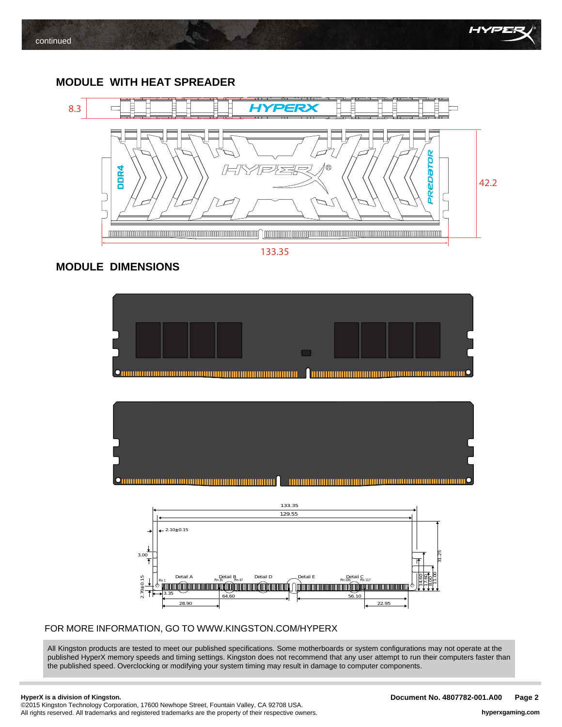## MODULE WITH HEAT SPREADER

8.3

42.2

133.35

## MODULE DIMENSIONS

133.35

129.55

2.10±0.15

3.00

2.70±0.15

3.35

28.90

64.60

56.10

22.95

31.25

4.60

7.60

8.00

11.00

Detail A

Detail B

Detail D

Detail E

Detail C

Pin 1

Pin 35

Pin 47

Pin 105

Pin 117

FOR MORE INFORMATION, GO TO WWW.KINGSTON.COM/HYPERX

All Kingston products are tested to meet our published specifications. Some motherboards or system configurations may not operate at the published HyperX memory speeds and timing settings. Kingston does not recommend that any user attempt to run their computers faster than the published speed. Overclocking or modifying your system timing may result in damage to computer components.

**HyperX is a division of Kingston.**
©2015 Kingston Technology Corporation, 17600 Newhope Street, Fountain Valley, CA 92708 USA.
All rights reserved. All trademarks and registered trademarks are the property of their respective owners.

**Document No. 4807782-001.A00**

**hyperxgaming.com**